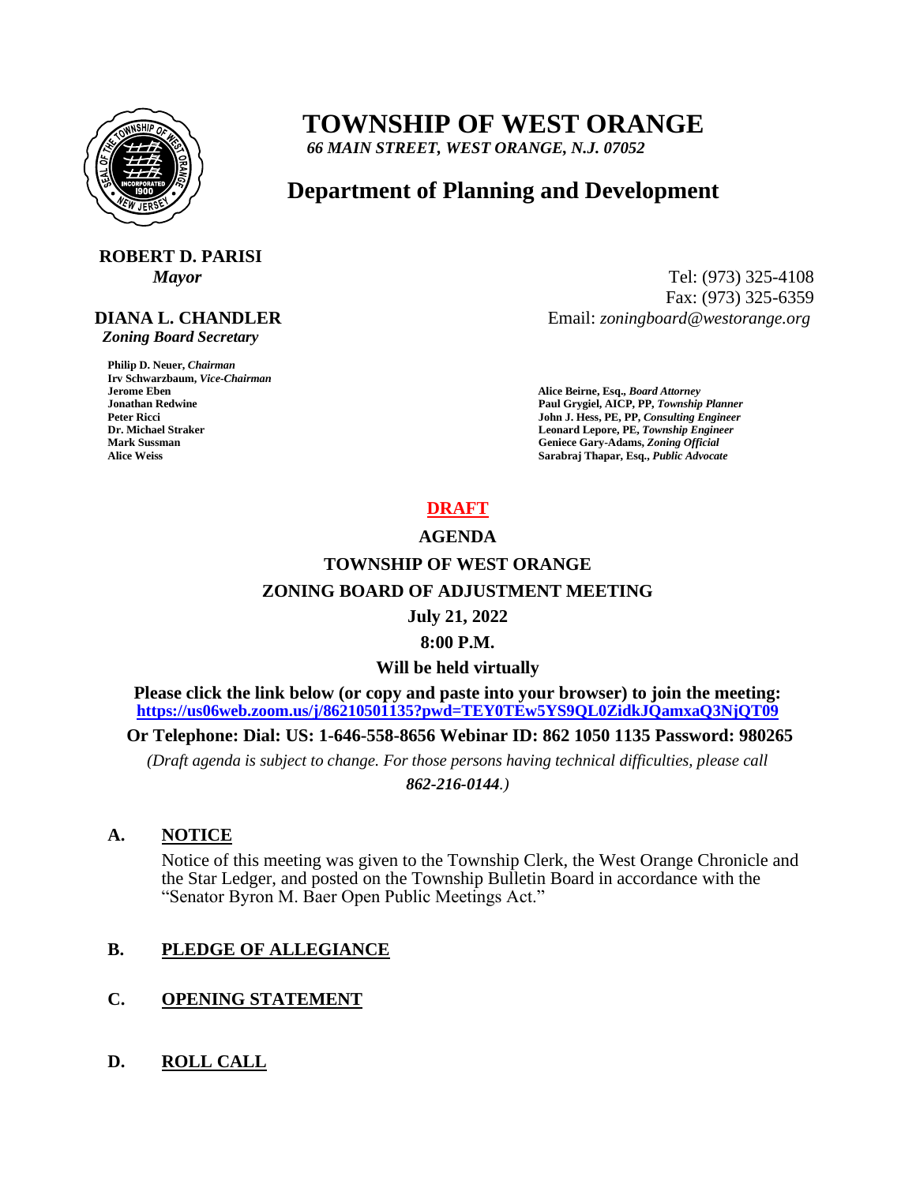# TOWNSHIP OF WEST ORANGE

*66 MAIN STREET, WEST ORANGE, N.J. 07052*

## Department of Planning and Development

**ROBERT D. PARISI**
*Mayor*

**DIANA L. CHANDLER**
*Zoning Board Secretary*

Tel: (973) 325-4108
Fax: (973) 325-6359
Email: *zoningboard@westorange.org*

**Philip D. Neuer,** ***Chairman***
**Irv Schwarzbaum,** ***Vice-Chairman***
**Jerome Eben**
**Jonathan Redwine**
**Peter Ricci**
**Dr. Michael Straker**
**Mark Sussman**
**Alice Weiss**

**Alice Beirne, Esq.,** ***Board Attorney***
**Paul Grygiel, AICP, PP,** ***Township Planner***
**John J. Hess, PE, PP,** ***Consulting Engineer***
**Leonard Lepore, PE,** ***Township Engineer***
**Geniece Gary-Adams,** ***Zoning Official***
**Sarabraj Thapar, Esq.,** ***Public Advocate***

**DRAFT**

**AGENDA**

**TOWNSHIP OF WEST ORANGE**

**ZONING BOARD OF ADJUSTMENT MEETING**

**July 21, 2022**

**8:00 P.M.**

**Will be held virtually**

**Please click the link below (or copy and paste into your browser) to join the meeting:**
**https://us06web.zoom.us/j/86210501135?pwd=TEY0TEw5YS9QL0ZidkJQamxaQ3NjQT09**

**Or Telephone: Dial: US: 1-646-558-8656 Webinar ID: 862 1050 1135 Password: 980265**

*(Draft agenda is subject to change. For those persons having technical difficulties, please call* ***862-216-0144****.)*

**A. NOTICE**

Notice of this meeting was given to the Township Clerk, the West Orange Chronicle and the Star Ledger, and posted on the Township Bulletin Board in accordance with the "Senator Byron M. Baer Open Public Meetings Act."

**B. PLEDGE OF ALLEGIANCE**

**C. OPENING STATEMENT**

**D. ROLL CALL**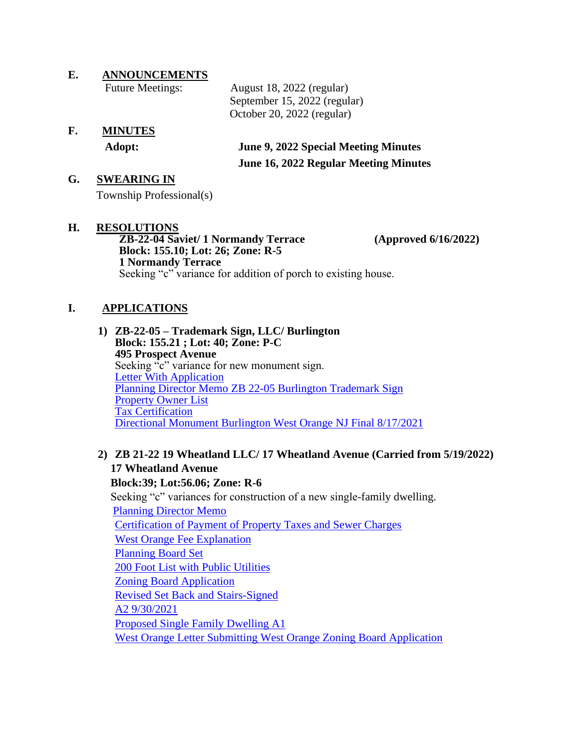## E. ANNOUNCEMENTS

Future Meetings: August 18, 2022 (regular)
September 15, 2022 (regular)
October 20, 2022 (regular)

## F. MINUTES

**Adopt:** **June 9, 2022 Special Meeting Minutes**
**June 16, 2022 Regular Meeting Minutes**

## G. SWEARING IN

Township Professional(s)

## H. RESOLUTIONS

**ZB-22-04 Saviet/ 1 Normandy Terrace (Approved 6/16/2022)**
**Block: 155.10; Lot: 26; Zone: R-5**
**1 Normandy Terrace**
Seeking "c" variance for addition of porch to existing house.

## I. APPLICATIONS

1) **ZB-22-05 – Trademark Sign, LLC/ Burlington**
**Block: 155.21 ; Lot: 40; Zone: P-C**
**495 Prospect Avenue**
Seeking "c" variance for new monument sign.
Letter With Application
Planning Director Memo ZB 22-05 Burlington Trademark Sign
Property Owner List
Tax Certification
Directional Monument Burlington West Orange NJ Final 8/17/2021

2) **ZB 21-22 19 Wheatland LLC/ 17 Wheatland Avenue (Carried from 5/19/2022)**
**17 Wheatland Avenue**
**Block:39; Lot:56.06; Zone: R-6**
Seeking "c" variances for construction of a new single-family dwelling.
Planning Director Memo
Certification of Payment of Property Taxes and Sewer Charges
West Orange Fee Explanation
Planning Board Set
200 Foot List with Public Utilities
Zoning Board Application
Revised Set Back and Stairs-Signed
A2 9/30/2021
Proposed Single Family Dwelling A1
West Orange Letter Submitting West Orange Zoning Board Application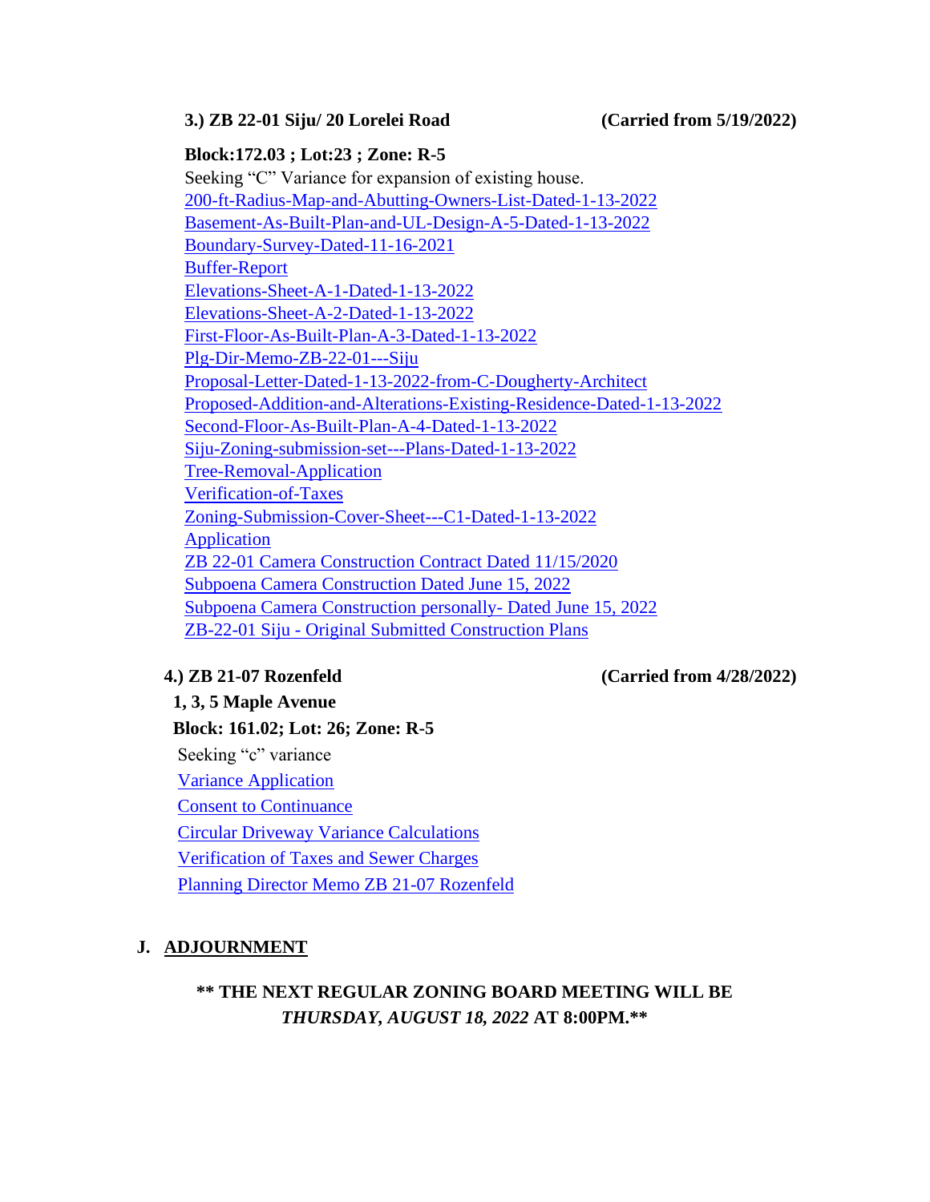**3.) ZB 22-01 Siju/ 20 Lorelei Road** **(Carried from 5/19/2022)**

**Block:172.03 ; Lot:23 ; Zone: R-5**

Seeking "C" Variance for expansion of existing house.

200-ft-Radius-Map-and-Abutting-Owners-List-Dated-1-13-2022
Basement-As-Built-Plan-and-UL-Design-A-5-Dated-1-13-2022
Boundary-Survey-Dated-11-16-2021
Buffer-Report
Elevations-Sheet-A-1-Dated-1-13-2022
Elevations-Sheet-A-2-Dated-1-13-2022
First-Floor-As-Built-Plan-A-3-Dated-1-13-2022
Plg-Dir-Memo-ZB-22-01---Siju
Proposal-Letter-Dated-1-13-2022-from-C-Dougherty-Architect
Proposed-Addition-and-Alterations-Existing-Residence-Dated-1-13-2022
Second-Floor-As-Built-Plan-A-4-Dated-1-13-2022
Siju-Zoning-submission-set---Plans-Dated-1-13-2022
Tree-Removal-Application
Verification-of-Taxes
Zoning-Submission-Cover-Sheet---C1-Dated-1-13-2022
Application
ZB 22-01 Camera Construction Contract Dated 11/15/2020
Subpoena Camera Construction Dated June 15, 2022
Subpoena Camera Construction personally- Dated June 15, 2022
ZB-22-01 Siju - Original Submitted Construction Plans

**4.) ZB 21-07 Rozenfeld** **(Carried from 4/28/2022)**

**1, 3, 5 Maple Avenue**

**Block: 161.02; Lot: 26; Zone: R-5**

Seeking "c" variance

Variance Application
Consent to Continuance
Circular Driveway Variance Calculations
Verification of Taxes and Sewer Charges
Planning Director Memo ZB 21-07 Rozenfeld

## J. ADJOURNMENT

**\*\* THE NEXT REGULAR ZONING BOARD MEETING WILL BE *THURSDAY, AUGUST 18, 2022* AT 8:00PM.\*\***